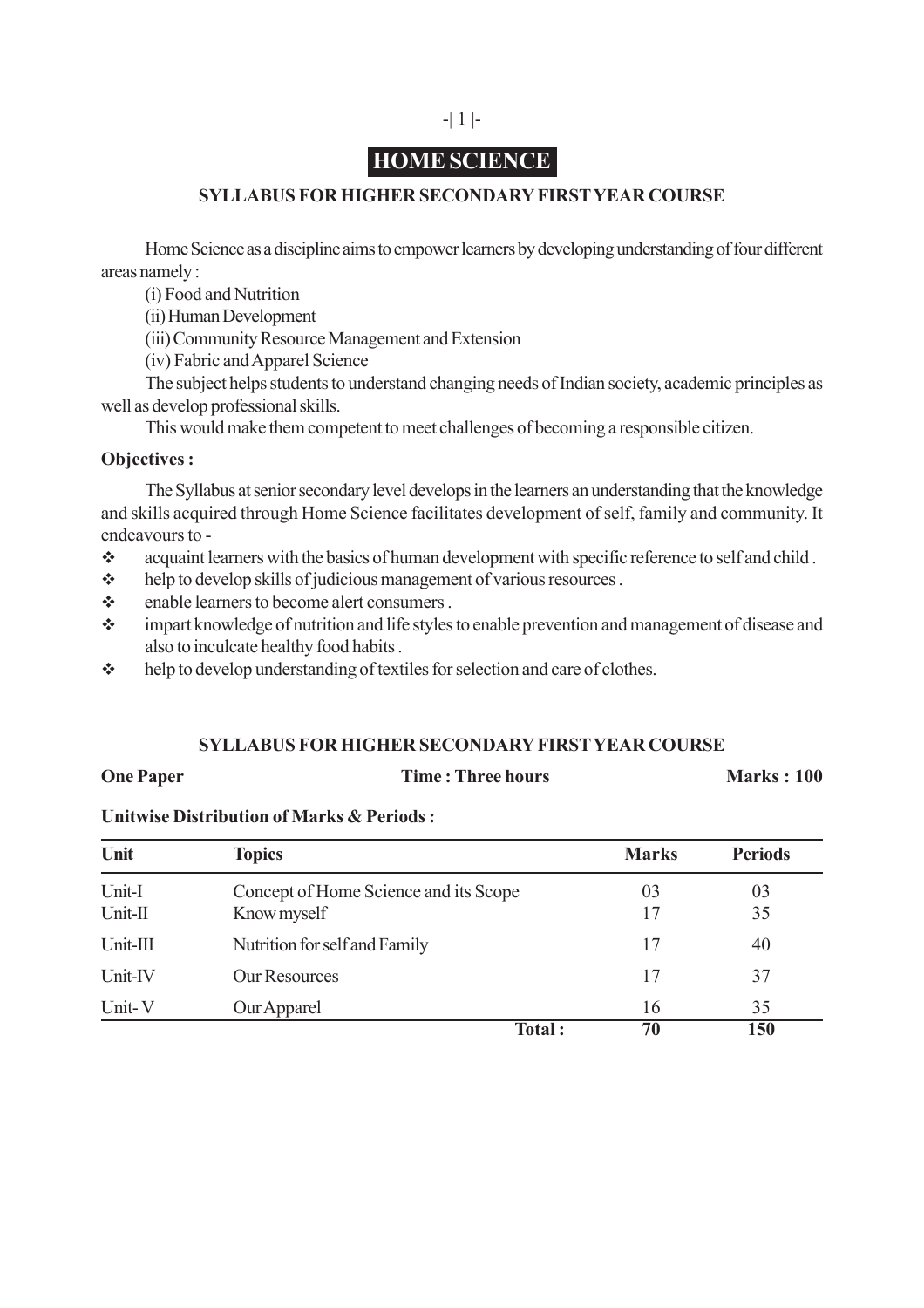# HOME SCIENCE

## SYLLABUS FOR HIGHER SECONDARY FIRST YEAR COURSE

Home Science as a discipline aims to empower learners by developing understanding of four different areas namely :

(i) Food and Nutrition

(ii) Human Development

(iii) Community Resource Management and Extension

(iv) Fabric and Apparel Science

The subject helps students to understand changing needs of Indian society, academic principles as well as develop professional skills.

This would make them competent to meet challenges of becoming a responsible citizen.

### Objectives :

The Syllabus at senior secondary level develops in the learners an understanding that the knowledge and skills acquired through Home Science facilitates development of self, family and community. It endeavours to -

- acquaint learners with the basics of human development with specific reference to self and child .
- help to develop skills of judicious management of various resources .
- enable learners to become alert consumers .
- impart knowledge of nutrition and life styles to enable prevention and management of disease and also to inculcate healthy food habits .
- help to develop understanding of textiles for selection and care of clothes.

## SYLLABUS FOR HIGHER SECONDARY FIRST YEAR COURSE

**One Paper** | **Time : Three hours** | **Marks : 100**

**Unitwise Distribution of Marks & Periods :**

| Unit | Topics | Marks | Periods |
|---|---|---|---|
| Unit-I | Concept of Home Science and its Scope | 03 | 03 |
| Unit-II | Know myself | 17 | 35 |
| Unit-III | Nutrition for self and Family | 17 | 40 |
| Unit-IV | Our Resources | 17 | 37 |
| Unit- V | Our Apparel | 16 | 35 |
| | **Total :** | **70** | **150** |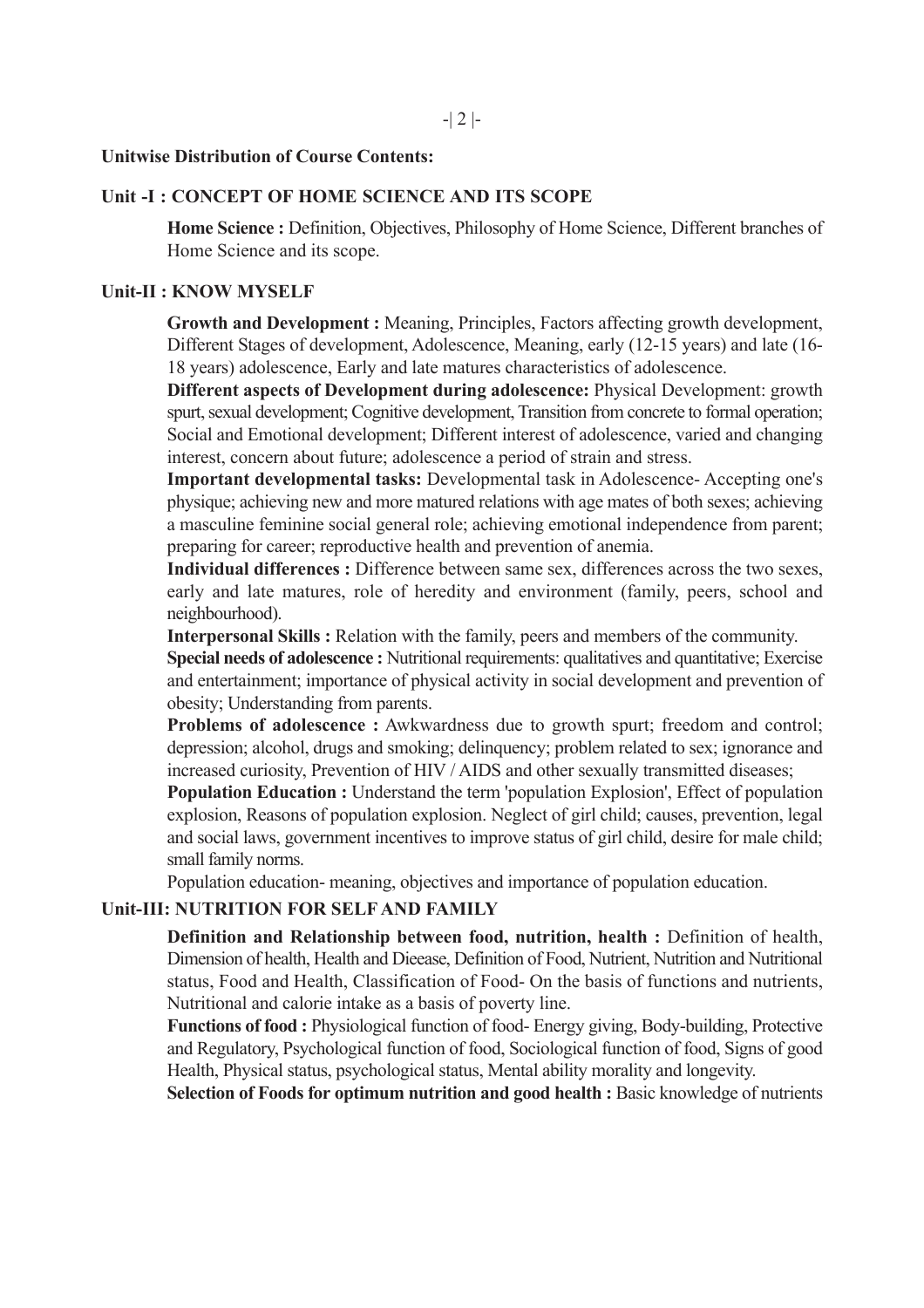**Unitwise Distribution of Course Contents:**

## Unit -I : CONCEPT OF HOME SCIENCE AND ITS SCOPE

**Home Science :** Definition, Objectives, Philosophy of Home Science, Different branches of Home Science and its scope.

## Unit-II : KNOW MYSELF

**Growth and Development :** Meaning, Principles, Factors affecting growth development, Different Stages of development, Adolescence, Meaning, early (12-15 years) and late (16-18 years) adolescence, Early and late matures characteristics of adolescence.

**Different aspects of Development during adolescence:** Physical Development: growth spurt, sexual development; Cognitive development, Transition from concrete to formal operation; Social and Emotional development; Different interest of adolescence, varied and changing interest, concern about future; adolescence a period of strain and stress.

**Important developmental tasks:** Developmental task in Adolescence- Accepting one's physique; achieving new and more matured relations with age mates of both sexes; achieving a masculine feminine social general role; achieving emotional independence from parent; preparing for career; reproductive health and prevention of anemia.

**Individual differences :** Difference between same sex, differences across the two sexes, early and late matures, role of heredity and environment (family, peers, school and neighbourhood).

**Interpersonal Skills :** Relation with the family, peers and members of the community.

**Special needs of adolescence :** Nutritional requirements: qualitatives and quantitative; Exercise and entertainment; importance of physical activity in social development and prevention of obesity; Understanding from parents.

**Problems of adolescence :** Awkwardness due to growth spurt; freedom and control; depression; alcohol, drugs and smoking; delinquency; problem related to sex; ignorance and increased curiosity, Prevention of HIV / AIDS and other sexually transmitted diseases;

**Population Education :** Understand the term 'population Explosion', Effect of population explosion, Reasons of population explosion. Neglect of girl child; causes, prevention, legal and social laws, government incentives to improve status of girl child, desire for male child; small family norms.

Population education- meaning, objectives and importance of population education.

## Unit-III: NUTRITION FOR SELF AND FAMILY

**Definition and Relationship between food, nutrition, health :** Definition of health, Dimension of health, Health and Dieease, Definition of Food, Nutrient, Nutrition and Nutritional status, Food and Health, Classification of Food- On the basis of functions and nutrients, Nutritional and calorie intake as a basis of poverty line.

**Functions of food :** Physiological function of food- Energy giving, Body-building, Protective and Regulatory, Psychological function of food, Sociological function of food, Signs of good Health, Physical status, psychological status, Mental ability morality and longevity.

**Selection of Foods for optimum nutrition and good health :** Basic knowledge of nutrients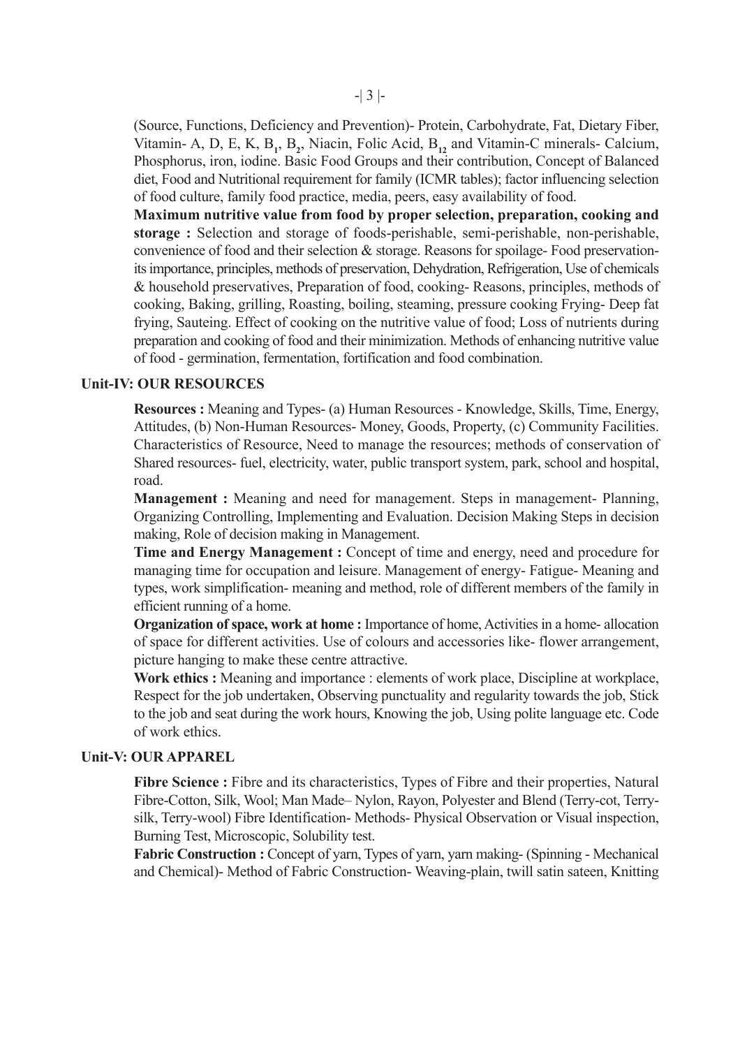(Source, Functions, Deficiency and Prevention)- Protein, Carbohydrate, Fat, Dietary Fiber, Vitamin- A, D, E, K, $B_1$, $B_2$, Niacin, Folic Acid, $B_{12}$ and Vitamin-C minerals- Calcium, Phosphorus, iron, iodine. Basic Food Groups and their contribution, Concept of Balanced diet, Food and Nutritional requirement for family (ICMR tables); factor influencing selection of food culture, family food practice, media, peers, easy availability of food.

**Maximum nutritive value from food by proper selection, preparation, cooking and storage :** Selection and storage of foods-perishable, semi-perishable, non-perishable, convenience of food and their selection & storage. Reasons for spoilage- Food preservation- its importance, principles, methods of preservation, Dehydration, Refrigeration, Use of chemicals & household preservatives, Preparation of food, cooking- Reasons, principles, methods of cooking, Baking, grilling, Roasting, boiling, steaming, pressure cooking Frying- Deep fat frying, Sauteing. Effect of cooking on the nutritive value of food; Loss of nutrients during preparation and cooking of food and their minimization. Methods of enhancing nutritive value of food - germination, fermentation, fortification and food combination.

## Unit-IV: OUR RESOURCES

**Resources :** Meaning and Types- (a) Human Resources - Knowledge, Skills, Time, Energy, Attitudes, (b) Non-Human Resources- Money, Goods, Property, (c) Community Facilities. Characteristics of Resource, Need to manage the resources; methods of conservation of Shared resources- fuel, electricity, water, public transport system, park, school and hospital, road.

**Management :** Meaning and need for management. Steps in management- Planning, Organizing Controlling, Implementing and Evaluation. Decision Making Steps in decision making, Role of decision making in Management.

**Time and Energy Management :** Concept of time and energy, need and procedure for managing time for occupation and leisure. Management of energy- Fatigue- Meaning and types, work simplification- meaning and method, role of different members of the family in efficient running of a home.

**Organization of space, work at home :** Importance of home, Activities in a home- allocation of space for different activities. Use of colours and accessories like- flower arrangement, picture hanging to make these centre attractive.

**Work ethics :** Meaning and importance : elements of work place, Discipline at workplace, Respect for the job undertaken, Observing punctuality and regularity towards the job, Stick to the job and seat during the work hours, Knowing the job, Using polite language etc. Code of work ethics.

## Unit-V: OUR APPAREL

**Fibre Science :** Fibre and its characteristics, Types of Fibre and their properties, Natural Fibre-Cotton, Silk, Wool; Man Made– Nylon, Rayon, Polyester and Blend (Terry-cot, Terry-silk, Terry-wool) Fibre Identification- Methods- Physical Observation or Visual inspection, Burning Test, Microscopic, Solubility test.

**Fabric Construction :** Concept of yarn, Types of yarn, yarn making- (Spinning - Mechanical and Chemical)- Method of Fabric Construction- Weaving-plain, twill satin sateen, Knitting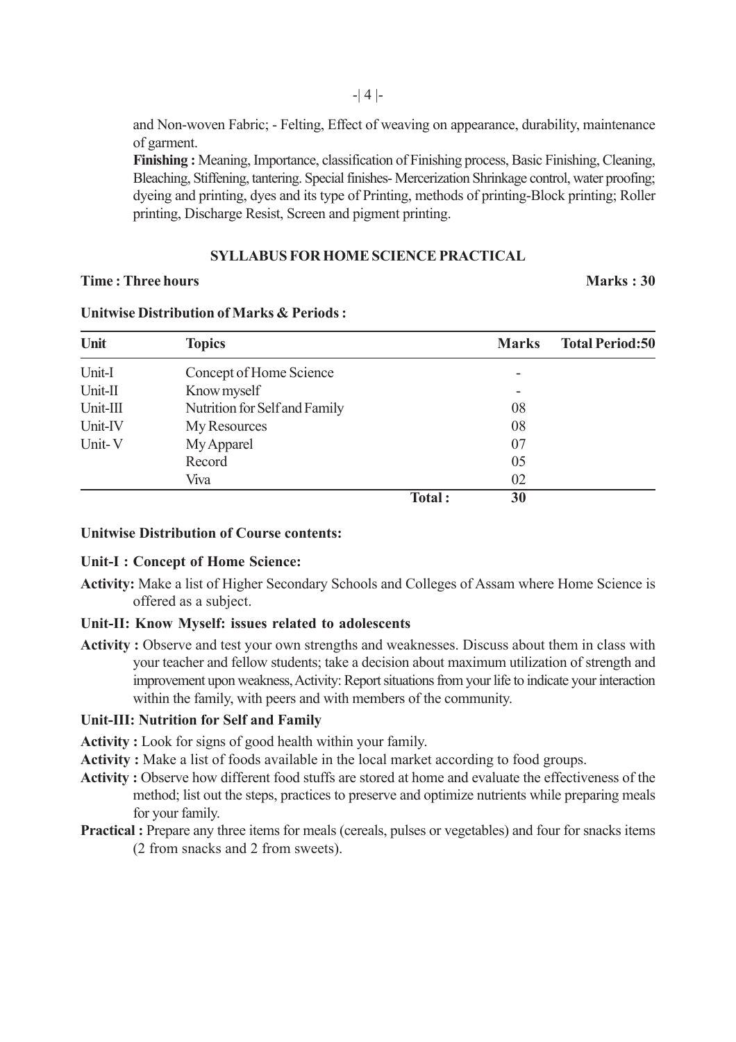and Non-woven Fabric; - Felting, Effect of weaving on appearance, durability, maintenance of garment.

**Finishing :** Meaning, Importance, classification of Finishing process, Basic Finishing, Cleaning, Bleaching, Stiffening, tantering. Special finishes- Mercerization Shrinkage control, water proofing; dyeing and printing, dyes and its type of Printing, methods of printing-Block printing; Roller printing, Discharge Resist, Screen and pigment printing.

## SYLLABUS FOR HOME SCIENCE PRACTICAL

**Time : Three hours** **Marks : 30**

**Unitwise Distribution of Marks & Periods :**

| Unit | Topics | Marks | Total Period:50 |
|---|---|---|---|
| Unit-I | Concept of Home Science | - | |
| Unit-II | Know myself | - | |
| Unit-III | Nutrition for Self and Family | 08 | |
| Unit-IV | My Resources | 08 | |
| Unit- V | My Apparel | 07 | |
| | Record | 05 | |
| | Viva | 02 | |
| | **Total :** | **30** | |

**Unitwise Distribution of Course contents:**

**Unit-I : Concept of Home Science:**

**Activity:** Make a list of Higher Secondary Schools and Colleges of Assam where Home Science is offered as a subject.

**Unit-II: Know Myself: issues related to adolescents**

**Activity :** Observe and test your own strengths and weaknesses. Discuss about them in class with your teacher and fellow students; take a decision about maximum utilization of strength and improvement upon weakness, Activity: Report situations from your life to indicate your interaction within the family, with peers and with members of the community.

**Unit-III: Nutrition for Self and Family**

**Activity :** Look for signs of good health within your family.

**Activity :** Make a list of foods available in the local market according to food groups.

**Activity :** Observe how different food stuffs are stored at home and evaluate the effectiveness of the method; list out the steps, practices to preserve and optimize nutrients while preparing meals for your family.

**Practical :** Prepare any three items for meals (cereals, pulses or vegetables) and four for snacks items (2 from snacks and 2 from sweets).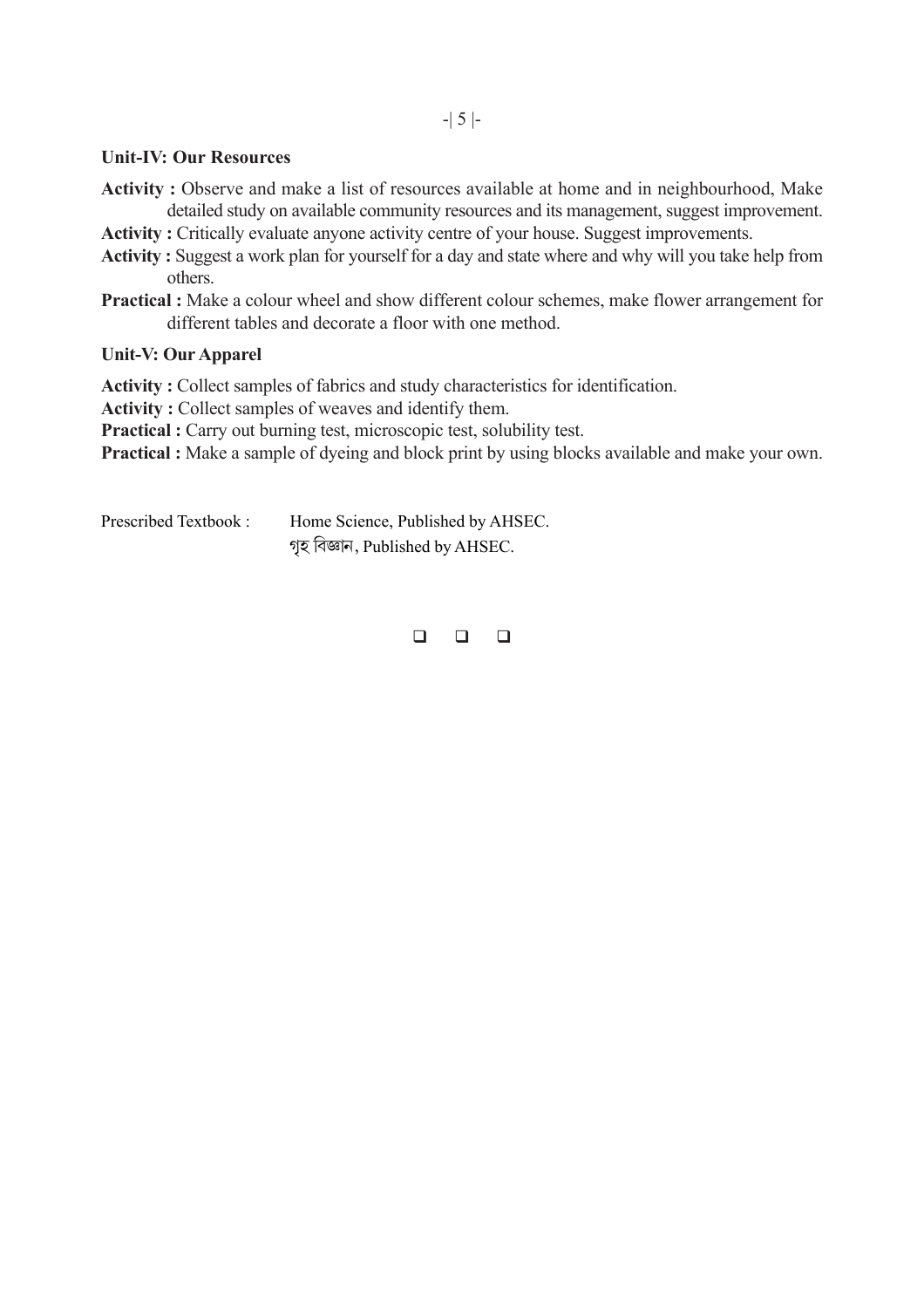**Unit-IV: Our Resources**

**Activity :** Observe and make a list of resources available at home and in neighbourhood, Make detailed study on available community resources and its management, suggest improvement.

**Activity :** Critically evaluate anyone activity centre of your house. Suggest improvements.

**Activity :** Suggest a work plan for yourself for a day and state where and why will you take help from others.

**Practical :** Make a colour wheel and show different colour schemes, make flower arrangement for different tables and decorate a floor with one method.

**Unit-V: Our Apparel**

**Activity :** Collect samples of fabrics and study characteristics for identification.

**Activity :** Collect samples of weaves and identify them.

**Practical :** Carry out burning test, microscopic test, solubility test.

**Practical :** Make a sample of dyeing and block print by using blocks available and make your own.

Prescribed Textbook : Home Science, Published by AHSEC.
গৃহ বিজ্ঞান, Published by AHSEC.

❑ ❑ ❑